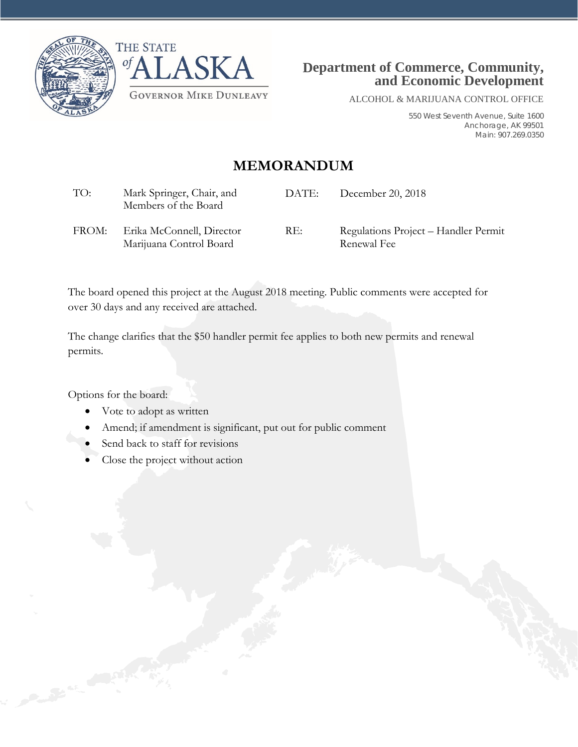THE STATE of ALASKA

GOVERNOR MIKE DUNLEAVY

**Department of Commerce, Community, and Economic Development**

ALCOHOL & MARIJUANA CONTROL OFFICE

550 West Seventh Avenue, Suite 1600
Anchorage, AK 99501
Main: 907.269.0350

# MEMORANDUM

| | | | |
|---|---|---|---|
| TO: | Mark Springer, Chair, and Members of the Board | DATE: | December 20, 2018 |
| FROM: | Erika McConnell, Director Marijuana Control Board | RE: | Regulations Project – Handler Permit Renewal Fee |

The board opened this project at the August 2018 meeting. Public comments were accepted for over 30 days and any received are attached.

The change clarifies that the $50 handler permit fee applies to both new permits and renewal permits.

Options for the board:

- Vote to adopt as written
- Amend; if amendment is significant, put out for public comment
- Send back to staff for revisions
- Close the project without action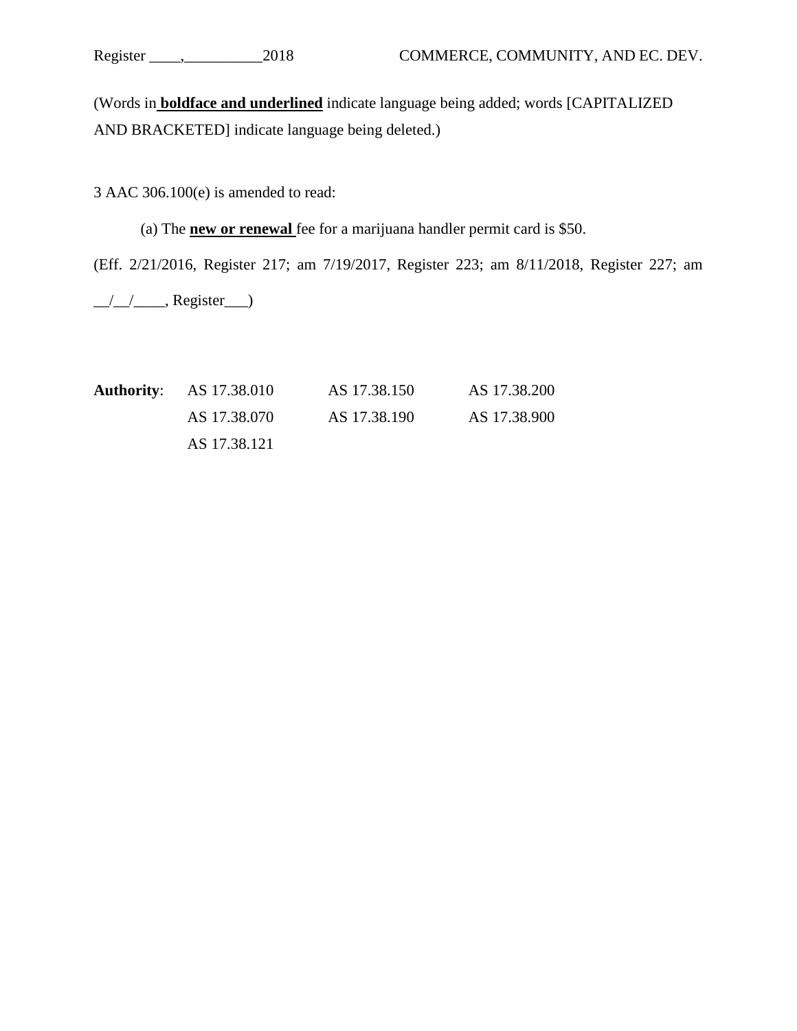(Words in **boldface and underlined** indicate language being added; words [CAPITALIZED AND BRACKETED] indicate language being deleted.)

3 AAC 306.100(e) is amended to read:

(a) The **new or renewal** fee for a marijuana handler permit card is $50.

(Eff. 2/21/2016, Register 217; am 7/19/2017, Register 223; am 8/11/2018, Register 227; am __/__/____, Register___)

**Authority**: AS 17.38.010 AS 17.38.150 AS 17.38.200
AS 17.38.070 AS 17.38.190 AS 17.38.900
AS 17.38.121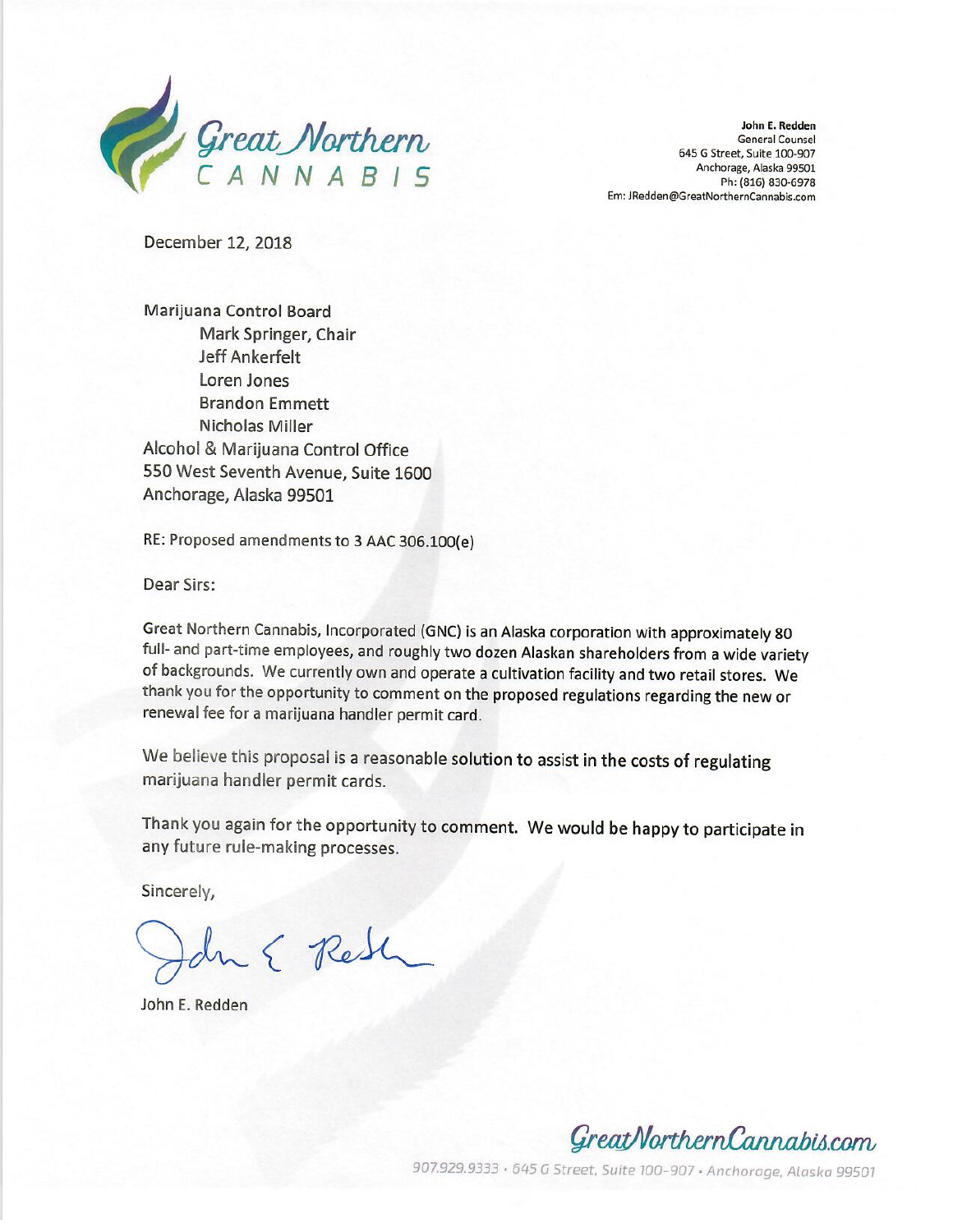Great Northern
CANNABIS

**John E. Redden**
General Counsel
645 G Street, Suite 100-907
Anchorage, Alaska 99501
Ph: (816) 830-6978
Em: JRedden@GreatNorthernCannabis.com

December 12, 2018

Marijuana Control Board
Mark Springer, Chair
Jeff Ankerfelt
Loren Jones
Brandon Emmett
Nicholas Miller
Alcohol & Marijuana Control Office
550 West Seventh Avenue, Suite 1600
Anchorage, Alaska 99501

RE: Proposed amendments to 3 AAC 306.100(e)

Dear Sirs:

Great Northern Cannabis, Incorporated (GNC) is an Alaska corporation with approximately 80 full- and part-time employees, and roughly two dozen Alaskan shareholders from a wide variety of backgrounds. We currently own and operate a cultivation facility and two retail stores. We thank you for the opportunity to comment on the proposed regulations regarding the new or renewal fee for a marijuana handler permit card.

We believe this proposal is a reasonable solution to assist in the costs of regulating marijuana handler permit cards.

Thank you again for the opportunity to comment. We would be happy to participate in any future rule-making processes.

Sincerely,

John E. Redden

GreatNorthernCannabis.com
907.929.9333 · 645 G Street, Suite 100-907 · Anchorage, Alaska 99501